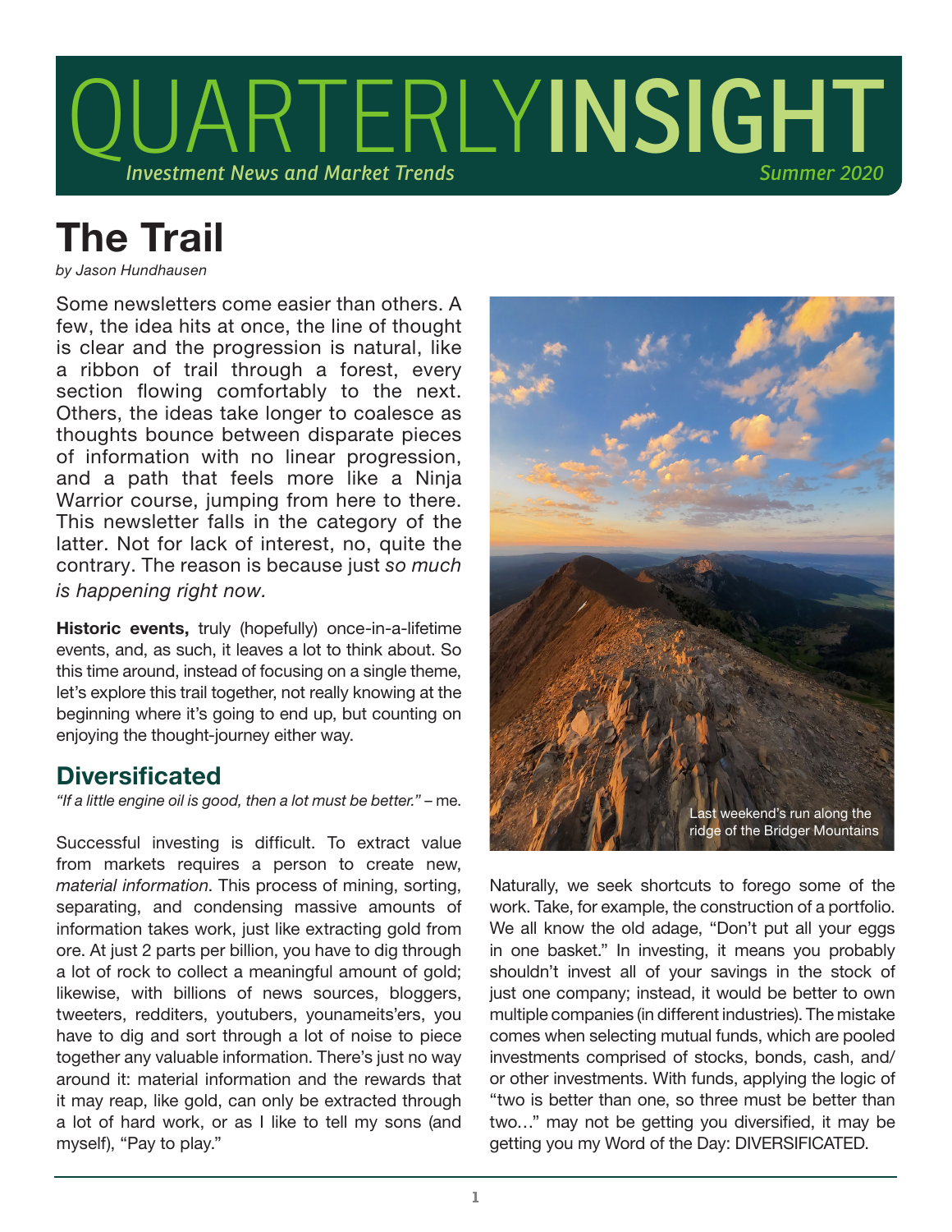# QUARTERLYINSIGHT

*Investment News and Market Trends* — *Summer 2020*

## The Trail

*by Jason Hundhausen*

Some newsletters come easier than others. A few, the idea hits at once, the line of thought is clear and the progression is natural, like a ribbon of trail through a forest, every section flowing comfortably to the next. Others, the ideas take longer to coalesce as thoughts bounce between disparate pieces of information with no linear progression, and a path that feels more like a Ninja Warrior course, jumping from here to there. This newsletter falls in the category of the latter. Not for lack of interest, no, quite the contrary. The reason is because just *so much is happening right now.*

**Historic events,** truly (hopefully) once-in-a-lifetime events, and, as such, it leaves a lot to think about. So this time around, instead of focusing on a single theme, let's explore this trail together, not really knowing at the beginning where it's going to end up, but counting on enjoying the thought-journey either way.

### Diversificated

*"If a little engine oil is good, then a lot must be better."* – me.

Successful investing is difficult. To extract value from markets requires a person to create new, *material information*. This process of mining, sorting, separating, and condensing massive amounts of information takes work, just like extracting gold from ore. At just 2 parts per billion, you have to dig through a lot of rock to collect a meaningful amount of gold; likewise, with billions of news sources, bloggers, tweeters, redditers, youtubers, younameits'ers, you have to dig and sort through a lot of noise to piece together any valuable information. There's just no way around it: material information and the rewards that it may reap, like gold, can only be extracted through a lot of hard work, or as I like to tell my sons (and myself), "Pay to play."

Last weekend's run along the ridge of the Bridger Mountains

Naturally, we seek shortcuts to forego some of the work. Take, for example, the construction of a portfolio. We all know the old adage, "Don't put all your eggs in one basket." In investing, it means you probably shouldn't invest all of your savings in the stock of just one company; instead, it would be better to own multiple companies (in different industries). The mistake comes when selecting mutual funds, which are pooled investments comprised of stocks, bonds, cash, and/or other investments. With funds, applying the logic of "two is better than one, so three must be better than two…" may not be getting you diversified, it may be getting you my Word of the Day: DIVERSIFICATED.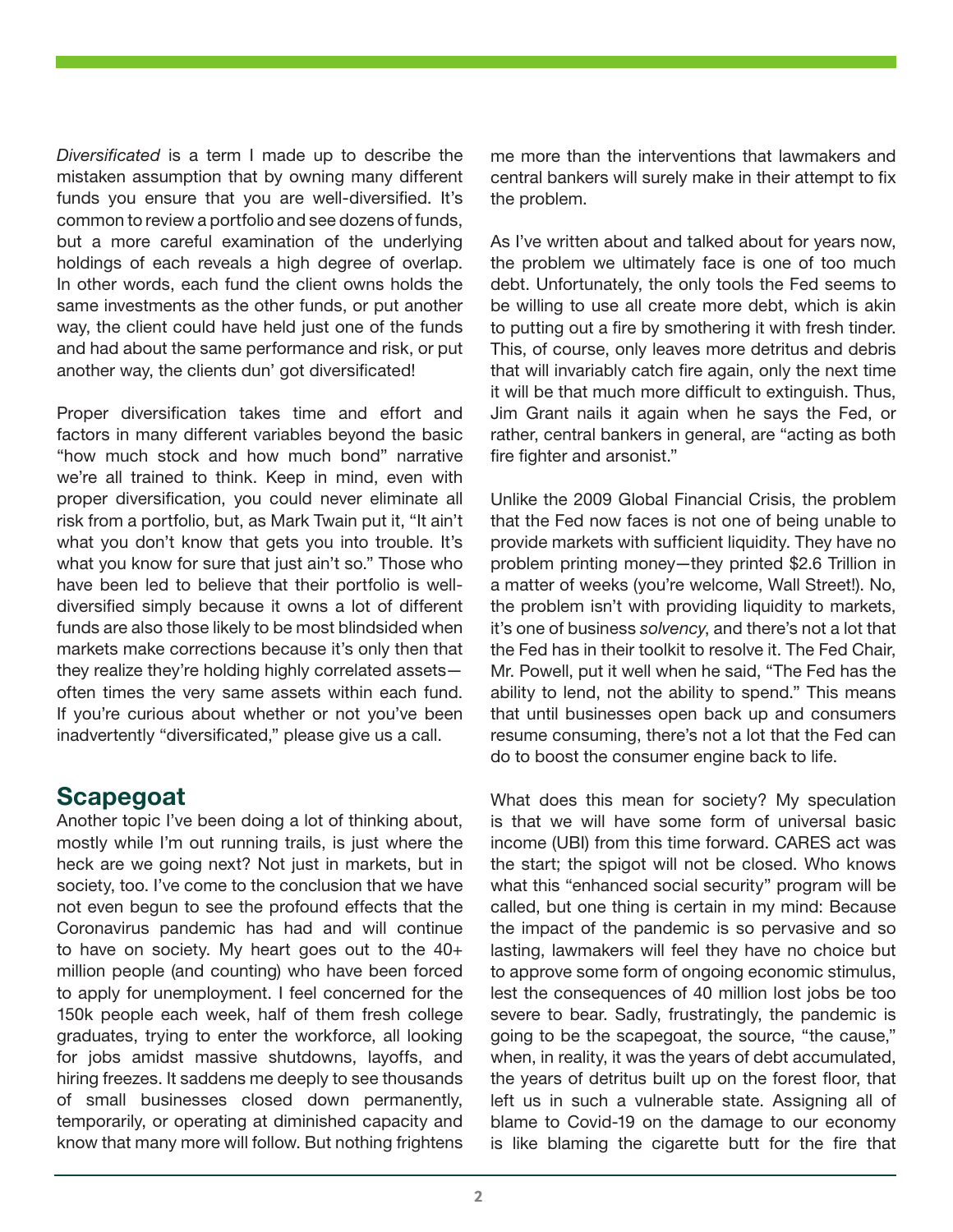*Diversificated* is a term I made up to describe the mistaken assumption that by owning many different funds you ensure that you are well-diversified. It's common to review a portfolio and see dozens of funds, but a more careful examination of the underlying holdings of each reveals a high degree of overlap. In other words, each fund the client owns holds the same investments as the other funds, or put another way, the client could have held just one of the funds and had about the same performance and risk, or put another way, the clients dun' got diversificated!

Proper diversification takes time and effort and factors in many different variables beyond the basic "how much stock and how much bond" narrative we're all trained to think. Keep in mind, even with proper diversification, you could never eliminate all risk from a portfolio, but, as Mark Twain put it, "It ain't what you don't know that gets you into trouble. It's what you know for sure that just ain't so." Those who have been led to believe that their portfolio is well-diversified simply because it owns a lot of different funds are also those likely to be most blindsided when markets make corrections because it's only then that they realize they're holding highly correlated assets—often times the very same assets within each fund. If you're curious about whether or not you've been inadvertently "diversificated," please give us a call.

## Scapegoat

Another topic I've been doing a lot of thinking about, mostly while I'm out running trails, is just where the heck are we going next? Not just in markets, but in society, too. I've come to the conclusion that we have not even begun to see the profound effects that the Coronavirus pandemic has had and will continue to have on society. My heart goes out to the 40+ million people (and counting) who have been forced to apply for unemployment. I feel concerned for the 150k people each week, half of them fresh college graduates, trying to enter the workforce, all looking for jobs amidst massive shutdowns, layoffs, and hiring freezes. It saddens me deeply to see thousands of small businesses closed down permanently, temporarily, or operating at diminished capacity and know that many more will follow. But nothing frightens me more than the interventions that lawmakers and central bankers will surely make in their attempt to fix the problem.

As I've written about and talked about for years now, the problem we ultimately face is one of too much debt. Unfortunately, the only tools the Fed seems to be willing to use all create more debt, which is akin to putting out a fire by smothering it with fresh tinder. This, of course, only leaves more detritus and debris that will invariably catch fire again, only the next time it will be that much more difficult to extinguish. Thus, Jim Grant nails it again when he says the Fed, or rather, central bankers in general, are "acting as both fire fighter and arsonist."

Unlike the 2009 Global Financial Crisis, the problem that the Fed now faces is not one of being unable to provide markets with sufficient liquidity. They have no problem printing money—they printed $2.6 Trillion in a matter of weeks (you're welcome, Wall Street!). No, the problem isn't with providing liquidity to markets, it's one of business *solvency*, and there's not a lot that the Fed has in their toolkit to resolve it. The Fed Chair, Mr. Powell, put it well when he said, "The Fed has the ability to lend, not the ability to spend." This means that until businesses open back up and consumers resume consuming, there's not a lot that the Fed can do to boost the consumer engine back to life.

What does this mean for society? My speculation is that we will have some form of universal basic income (UBI) from this time forward. CARES act was the start; the spigot will not be closed. Who knows what this "enhanced social security" program will be called, but one thing is certain in my mind: Because the impact of the pandemic is so pervasive and so lasting, lawmakers will feel they have no choice but to approve some form of ongoing economic stimulus, lest the consequences of 40 million lost jobs be too severe to bear. Sadly, frustratingly, the pandemic is going to be the scapegoat, the source, "the cause," when, in reality, it was the years of debt accumulated, the years of detritus built up on the forest floor, that left us in such a vulnerable state. Assigning all of blame to Covid-19 on the damage to our economy is like blaming the cigarette butt for the fire that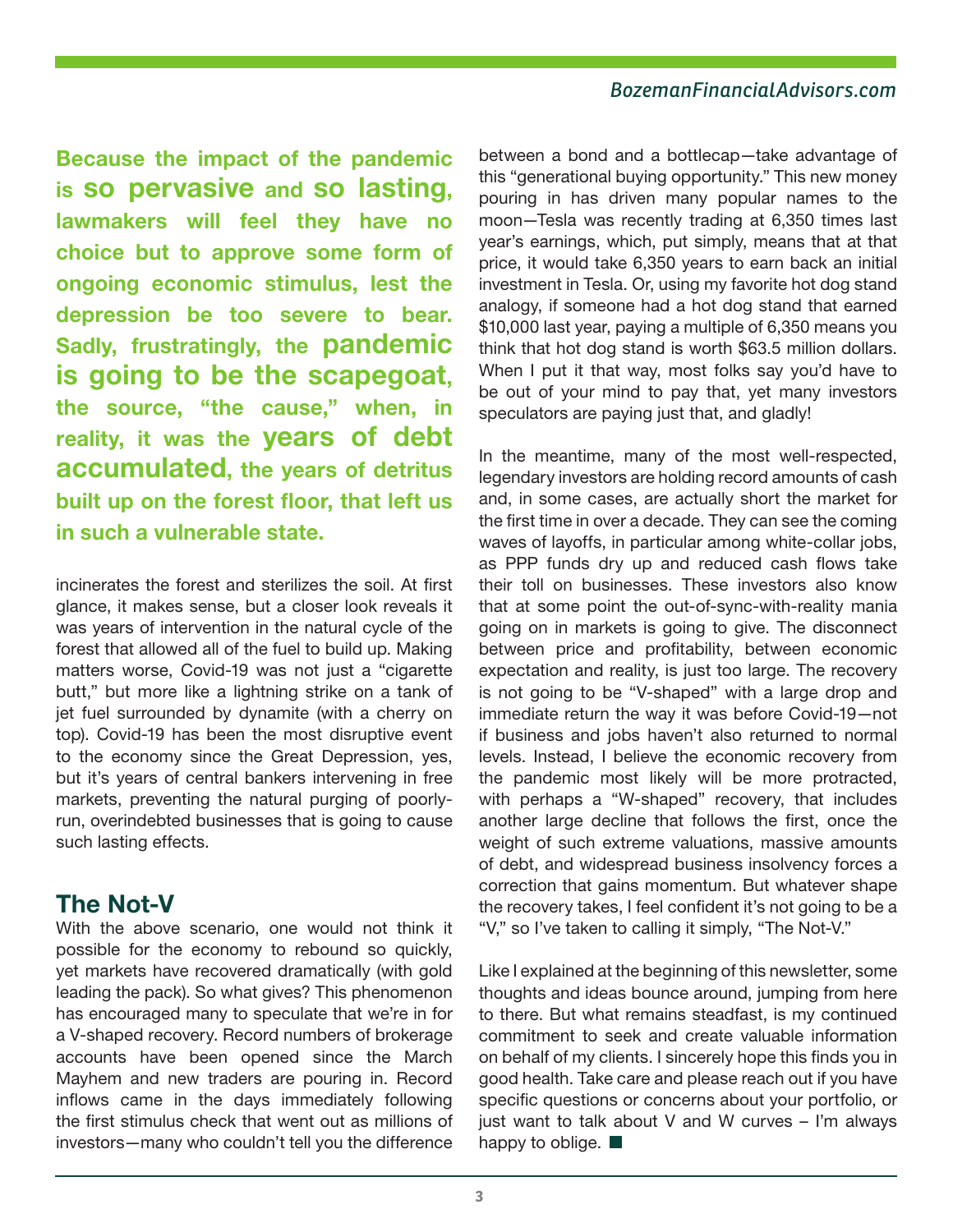**Because the impact of the pandemic is so pervasive and so lasting, lawmakers will feel they have no choice but to approve some form of ongoing economic stimulus, lest the depression be too severe to bear. Sadly, frustratingly, the pandemic is going to be the scapegoat, the source, "the cause," when, in reality, it was the years of debt accumulated, the years of detritus built up on the forest floor, that left us in such a vulnerable state.**

incinerates the forest and sterilizes the soil. At first glance, it makes sense, but a closer look reveals it was years of intervention in the natural cycle of the forest that allowed all of the fuel to build up. Making matters worse, Covid-19 was not just a "cigarette butt," but more like a lightning strike on a tank of jet fuel surrounded by dynamite (with a cherry on top). Covid-19 has been the most disruptive event to the economy since the Great Depression, yes, but it's years of central bankers intervening in free markets, preventing the natural purging of poorly-run, overindebted businesses that is going to cause such lasting effects.

## The Not-V

With the above scenario, one would not think it possible for the economy to rebound so quickly, yet markets have recovered dramatically (with gold leading the pack). So what gives? This phenomenon has encouraged many to speculate that we're in for a V-shaped recovery. Record numbers of brokerage accounts have been opened since the March Mayhem and new traders are pouring in. Record inflows came in the days immediately following the first stimulus check that went out as millions of investors—many who couldn't tell you the difference between a bond and a bottlecap—take advantage of this "generational buying opportunity." This new money pouring in has driven many popular names to the moon—Tesla was recently trading at 6,350 times last year's earnings, which, put simply, means that at that price, it would take 6,350 years to earn back an initial investment in Tesla. Or, using my favorite hot dog stand analogy, if someone had a hot dog stand that earned $10,000 last year, paying a multiple of 6,350 means you think that hot dog stand is worth $63.5 million dollars. When I put it that way, most folks say you'd have to be out of your mind to pay that, yet many investors speculators are paying just that, and gladly!

In the meantime, many of the most well-respected, legendary investors are holding record amounts of cash and, in some cases, are actually short the market for the first time in over a decade. They can see the coming waves of layoffs, in particular among white-collar jobs, as PPP funds dry up and reduced cash flows take their toll on businesses. These investors also know that at some point the out-of-sync-with-reality mania going on in markets is going to give. The disconnect between price and profitability, between economic expectation and reality, is just too large. The recovery is not going to be "V-shaped" with a large drop and immediate return the way it was before Covid-19—not if business and jobs haven't also returned to normal levels. Instead, I believe the economic recovery from the pandemic most likely will be more protracted, with perhaps a "W-shaped" recovery, that includes another large decline that follows the first, once the weight of such extreme valuations, massive amounts of debt, and widespread business insolvency forces a correction that gains momentum. But whatever shape the recovery takes, I feel confident it's not going to be a "V," so I've taken to calling it simply, "The Not-V."

Like I explained at the beginning of this newsletter, some thoughts and ideas bounce around, jumping from here to there. But what remains steadfast, is my continued commitment to seek and create valuable information on behalf of my clients. I sincerely hope this finds you in good health. Take care and please reach out if you have specific questions or concerns about your portfolio, or just want to talk about V and W curves – I'm always happy to oblige. ■